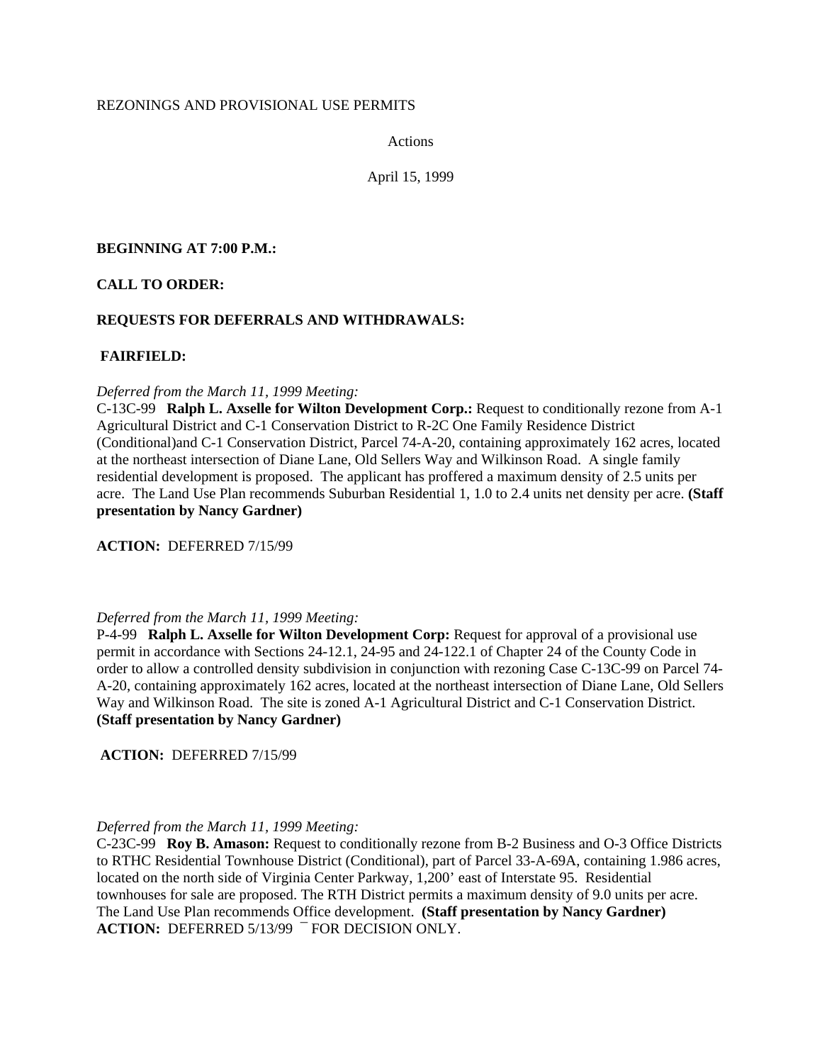REZONINGS AND PROVISIONAL USE PERMITS

Actions

April 15, 1999

**BEGINNING AT 7:00 P.M.:**

**CALL TO ORDER:**

**REQUESTS FOR DEFERRALS AND WITHDRAWALS:**

**FAIRFIELD:**

*Deferred from the March 11, 1999 Meeting:*
C-13C-99 **Ralph L. Axselle for Wilton Development Corp.:** Request to conditionally rezone from A-1 Agricultural District and C-1 Conservation District to R-2C One Family Residence District (Conditional)and C-1 Conservation District, Parcel 74-A-20, containing approximately 162 acres, located at the northeast intersection of Diane Lane, Old Sellers Way and Wilkinson Road. A single family residential development is proposed. The applicant has proffered a maximum density of 2.5 units per acre. The Land Use Plan recommends Suburban Residential 1, 1.0 to 2.4 units net density per acre. **(Staff presentation by Nancy Gardner)**

**ACTION:** DEFERRED 7/15/99

*Deferred from the March 11, 1999 Meeting:*
P-4-99 **Ralph L. Axselle for Wilton Development Corp:** Request for approval of a provisional use permit in accordance with Sections 24-12.1, 24-95 and 24-122.1 of Chapter 24 of the County Code in order to allow a controlled density subdivision in conjunction with rezoning Case C-13C-99 on Parcel 74-A-20, containing approximately 162 acres, located at the northeast intersection of Diane Lane, Old Sellers Way and Wilkinson Road. The site is zoned A-1 Agricultural District and C-1 Conservation District. **(Staff presentation by Nancy Gardner)**

**ACTION:** DEFERRED 7/15/99

*Deferred from the March 11, 1999 Meeting:*
C-23C-99 **Roy B. Amason:** Request to conditionally rezone from B-2 Business and O-3 Office Districts to RTHC Residential Townhouse District (Conditional), part of Parcel 33-A-69A, containing 1.986 acres, located on the north side of Virginia Center Parkway, 1,200' east of Interstate 95. Residential townhouses for sale are proposed. The RTH District permits a maximum density of 9.0 units per acre. The Land Use Plan recommends Office development. **(Staff presentation by Nancy Gardner)**
**ACTION:** DEFERRED 5/13/99 ¯ FOR DECISION ONLY.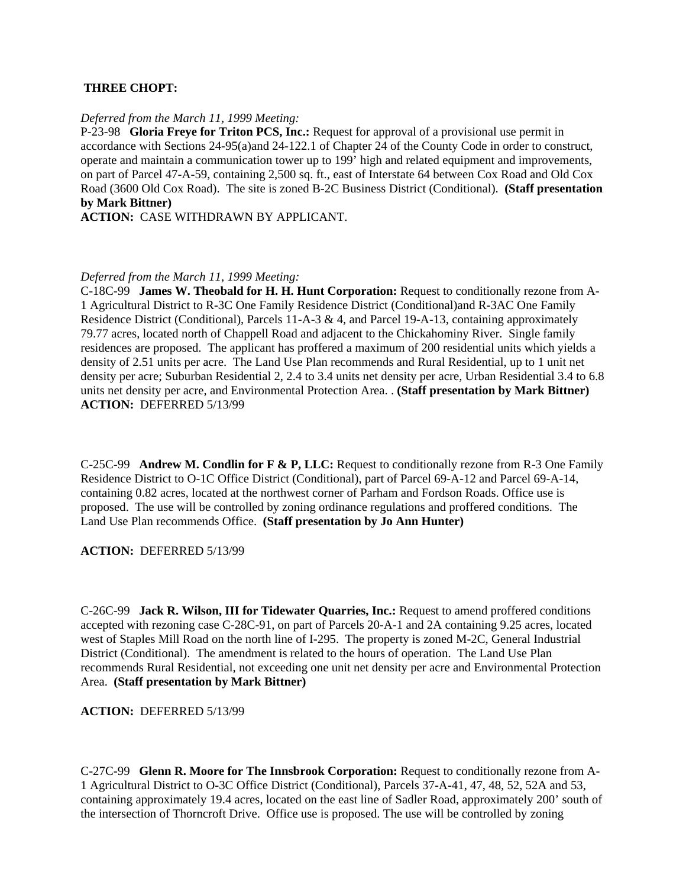**THREE CHOPT:**

*Deferred from the March 11, 1999 Meeting:*
P-23-98 **Gloria Freye for Triton PCS, Inc.:** Request for approval of a provisional use permit in accordance with Sections 24-95(a)and 24-122.1 of Chapter 24 of the County Code in order to construct, operate and maintain a communication tower up to 199' high and related equipment and improvements, on part of Parcel 47-A-59, containing 2,500 sq. ft., east of Interstate 64 between Cox Road and Old Cox Road (3600 Old Cox Road). The site is zoned B-2C Business District (Conditional). **(Staff presentation by Mark Bittner)**
**ACTION:** CASE WITHDRAWN BY APPLICANT.

*Deferred from the March 11, 1999 Meeting:*
C-18C-99 **James W. Theobald for H. H. Hunt Corporation:** Request to conditionally rezone from A-1 Agricultural District to R-3C One Family Residence District (Conditional)and R-3AC One Family Residence District (Conditional), Parcels 11-A-3 & 4, and Parcel 19-A-13, containing approximately 79.77 acres, located north of Chappell Road and adjacent to the Chickahominy River. Single family residences are proposed. The applicant has proffered a maximum of 200 residential units which yields a density of 2.51 units per acre. The Land Use Plan recommends and Rural Residential, up to 1 unit net density per acre; Suburban Residential 2, 2.4 to 3.4 units net density per acre, Urban Residential 3.4 to 6.8 units net density per acre, and Environmental Protection Area. . **(Staff presentation by Mark Bittner)**
**ACTION:** DEFERRED 5/13/99

C-25C-99 **Andrew M. Condlin for F & P, LLC:** Request to conditionally rezone from R-3 One Family Residence District to O-1C Office District (Conditional), part of Parcel 69-A-12 and Parcel 69-A-14, containing 0.82 acres, located at the northwest corner of Parham and Fordson Roads. Office use is proposed. The use will be controlled by zoning ordinance regulations and proffered conditions. The Land Use Plan recommends Office. **(Staff presentation by Jo Ann Hunter)**

**ACTION:** DEFERRED 5/13/99

C-26C-99 **Jack R. Wilson, III for Tidewater Quarries, Inc.:** Request to amend proffered conditions accepted with rezoning case C-28C-91, on part of Parcels 20-A-1 and 2A containing 9.25 acres, located west of Staples Mill Road on the north line of I-295. The property is zoned M-2C, General Industrial District (Conditional). The amendment is related to the hours of operation. The Land Use Plan recommends Rural Residential, not exceeding one unit net density per acre and Environmental Protection Area. **(Staff presentation by Mark Bittner)**

**ACTION:** DEFERRED 5/13/99

C-27C-99 **Glenn R. Moore for The Innsbrook Corporation:** Request to conditionally rezone from A-1 Agricultural District to O-3C Office District (Conditional), Parcels 37-A-41, 47, 48, 52, 52A and 53, containing approximately 19.4 acres, located on the east line of Sadler Road, approximately 200' south of the intersection of Thorncroft Drive. Office use is proposed. The use will be controlled by zoning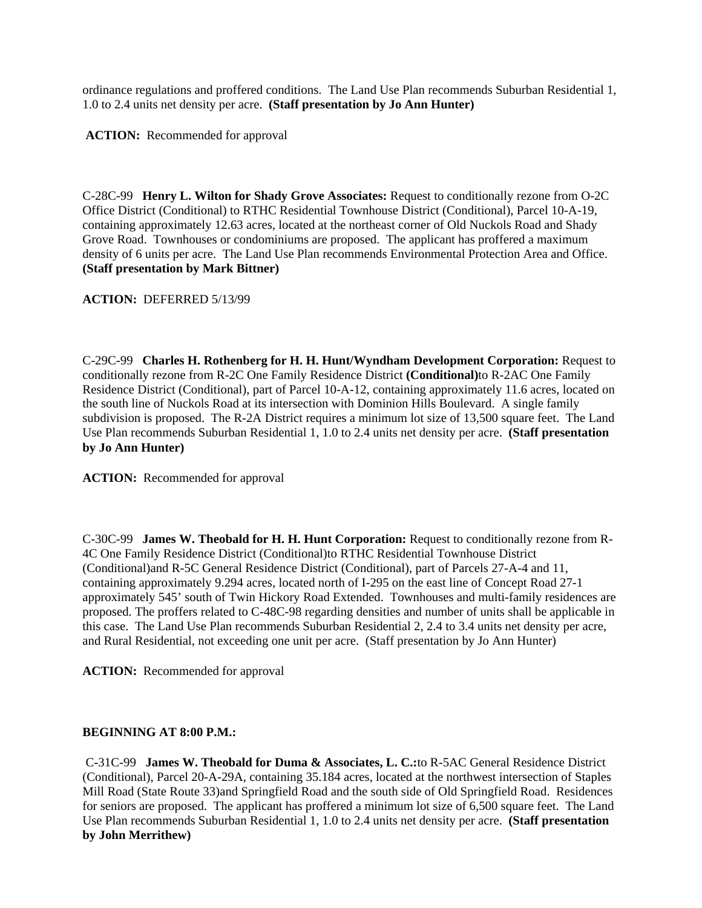ordinance regulations and proffered conditions. The Land Use Plan recommends Suburban Residential 1, 1.0 to 2.4 units net density per acre. **(Staff presentation by Jo Ann Hunter)**

**ACTION:** Recommended for approval

C-28C-99 **Henry L. Wilton for Shady Grove Associates:** Request to conditionally rezone from O-2C Office District (Conditional) to RTHC Residential Townhouse District (Conditional), Parcel 10-A-19, containing approximately 12.63 acres, located at the northeast corner of Old Nuckols Road and Shady Grove Road. Townhouses or condominiums are proposed. The applicant has proffered a maximum density of 6 units per acre. The Land Use Plan recommends Environmental Protection Area and Office. **(Staff presentation by Mark Bittner)**

**ACTION:** DEFERRED 5/13/99

C-29C-99 **Charles H. Rothenberg for H. H. Hunt/Wyndham Development Corporation:** Request to conditionally rezone from R-2C One Family Residence District **(Conditional)**to R-2AC One Family Residence District (Conditional), part of Parcel 10-A-12, containing approximately 11.6 acres, located on the south line of Nuckols Road at its intersection with Dominion Hills Boulevard. A single family subdivision is proposed. The R-2A District requires a minimum lot size of 13,500 square feet. The Land Use Plan recommends Suburban Residential 1, 1.0 to 2.4 units net density per acre. **(Staff presentation by Jo Ann Hunter)**

**ACTION:** Recommended for approval

C-30C-99 **James W. Theobald for H. H. Hunt Corporation:** Request to conditionally rezone from R-4C One Family Residence District (Conditional)to RTHC Residential Townhouse District (Conditional)and R-5C General Residence District (Conditional), part of Parcels 27-A-4 and 11, containing approximately 9.294 acres, located north of I-295 on the east line of Concept Road 27-1 approximately 545' south of Twin Hickory Road Extended. Townhouses and multi-family residences are proposed. The proffers related to C-48C-98 regarding densities and number of units shall be applicable in this case. The Land Use Plan recommends Suburban Residential 2, 2.4 to 3.4 units net density per acre, and Rural Residential, not exceeding one unit per acre. (Staff presentation by Jo Ann Hunter)

**ACTION:** Recommended for approval

**BEGINNING AT 8:00 P.M.:**

C-31C-99 **James W. Theobald for Duma & Associates, L. C.:**to R-5AC General Residence District (Conditional), Parcel 20-A-29A, containing 35.184 acres, located at the northwest intersection of Staples Mill Road (State Route 33)and Springfield Road and the south side of Old Springfield Road. Residences for seniors are proposed. The applicant has proffered a minimum lot size of 6,500 square feet. The Land Use Plan recommends Suburban Residential 1, 1.0 to 2.4 units net density per acre. **(Staff presentation by John Merrithew)**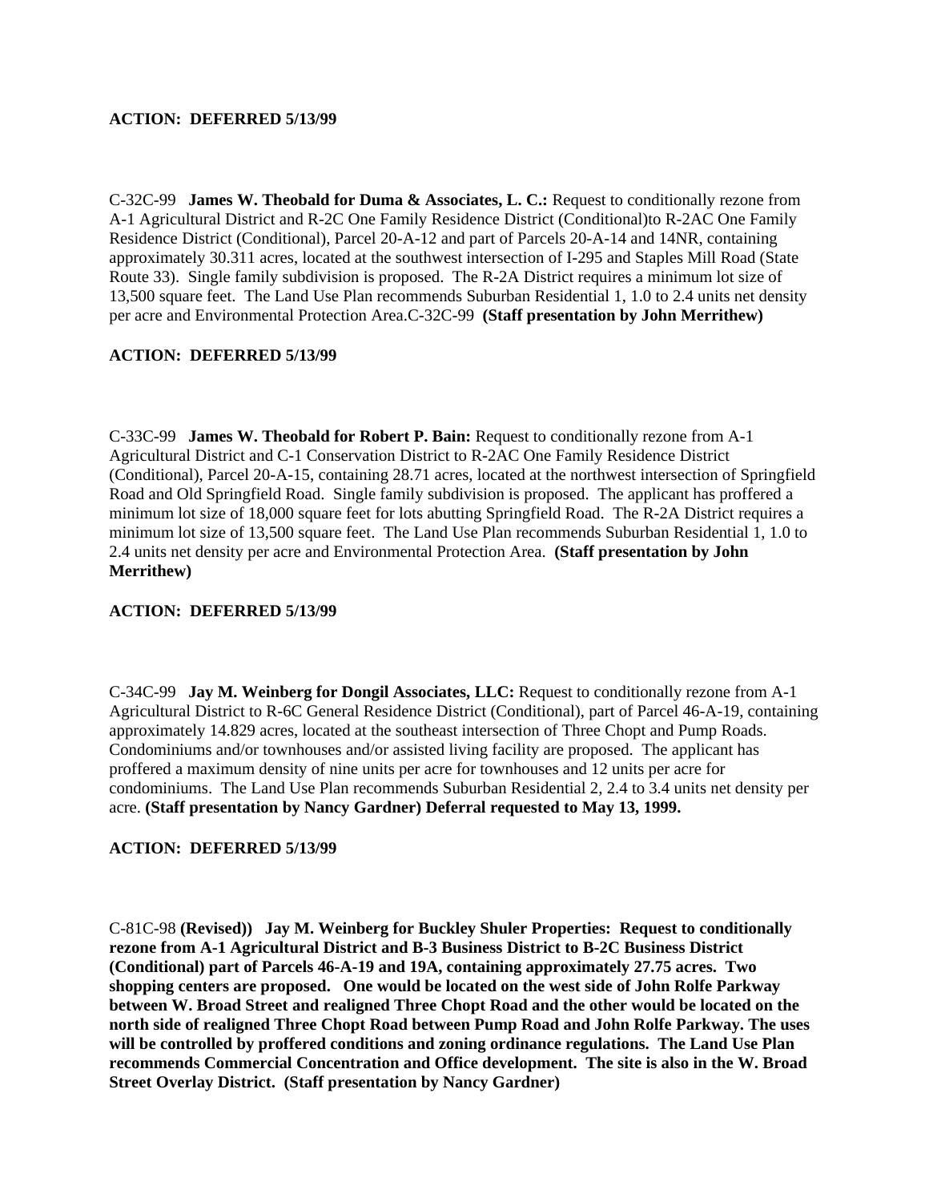**ACTION: DEFERRED 5/13/99**

C-32C-99 **James W. Theobald for Duma & Associates, L. C.:** Request to conditionally rezone from A-1 Agricultural District and R-2C One Family Residence District (Conditional)to R-2AC One Family Residence District (Conditional), Parcel 20-A-12 and part of Parcels 20-A-14 and 14NR, containing approximately 30.311 acres, located at the southwest intersection of I-295 and Staples Mill Road (State Route 33). Single family subdivision is proposed. The R-2A District requires a minimum lot size of 13,500 square feet. The Land Use Plan recommends Suburban Residential 1, 1.0 to 2.4 units net density per acre and Environmental Protection Area.C-32C-99 **(Staff presentation by John Merrithew)**

**ACTION: DEFERRED 5/13/99**

C-33C-99 **James W. Theobald for Robert P. Bain:** Request to conditionally rezone from A-1 Agricultural District and C-1 Conservation District to R-2AC One Family Residence District (Conditional), Parcel 20-A-15, containing 28.71 acres, located at the northwest intersection of Springfield Road and Old Springfield Road. Single family subdivision is proposed. The applicant has proffered a minimum lot size of 18,000 square feet for lots abutting Springfield Road. The R-2A District requires a minimum lot size of 13,500 square feet. The Land Use Plan recommends Suburban Residential 1, 1.0 to 2.4 units net density per acre and Environmental Protection Area. **(Staff presentation by John Merrithew)**

**ACTION: DEFERRED 5/13/99**

C-34C-99 **Jay M. Weinberg for Dongil Associates, LLC:** Request to conditionally rezone from A-1 Agricultural District to R-6C General Residence District (Conditional), part of Parcel 46-A-19, containing approximately 14.829 acres, located at the southeast intersection of Three Chopt and Pump Roads. Condominiums and/or townhouses and/or assisted living facility are proposed. The applicant has proffered a maximum density of nine units per acre for townhouses and 12 units per acre for condominiums. The Land Use Plan recommends Suburban Residential 2, 2.4 to 3.4 units net density per acre. **(Staff presentation by Nancy Gardner) Deferral requested to May 13, 1999.**

**ACTION: DEFERRED 5/13/99**

C-81C-98 **(Revised)) Jay M. Weinberg for Buckley Shuler Properties: Request to conditionally rezone from A-1 Agricultural District and B-3 Business District to B-2C Business District (Conditional) part of Parcels 46-A-19 and 19A, containing approximately 27.75 acres. Two shopping centers are proposed. One would be located on the west side of John Rolfe Parkway between W. Broad Street and realigned Three Chopt Road and the other would be located on the north side of realigned Three Chopt Road between Pump Road and John Rolfe Parkway. The uses will be controlled by proffered conditions and zoning ordinance regulations. The Land Use Plan recommends Commercial Concentration and Office development. The site is also in the W. Broad Street Overlay District. (Staff presentation by Nancy Gardner)**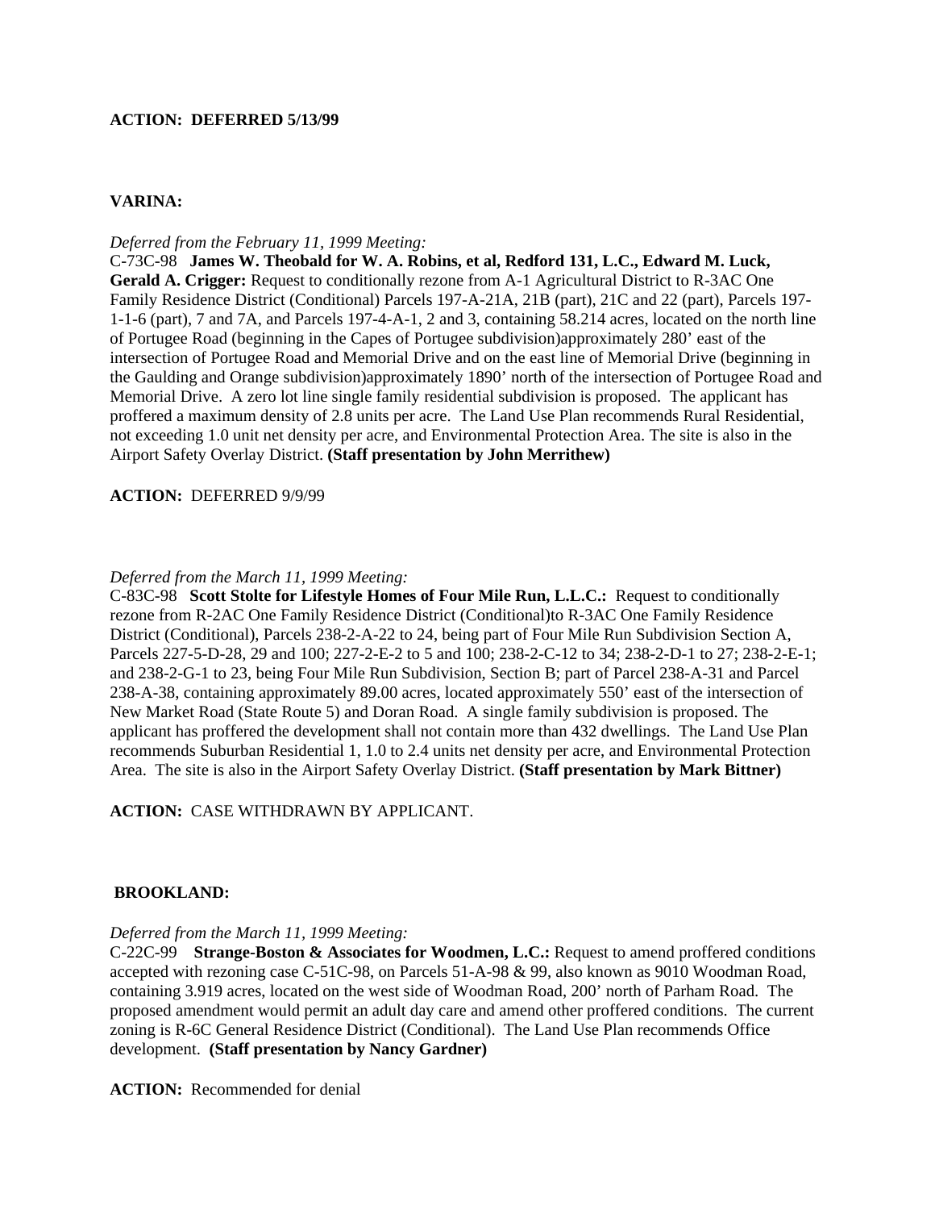**ACTION: DEFERRED 5/13/99**

**VARINA:**

*Deferred from the February 11, 1999 Meeting:*
C-73C-98 **James W. Theobald for W. A. Robins, et al, Redford 131, L.C., Edward M. Luck, Gerald A. Crigger:** Request to conditionally rezone from A-1 Agricultural District to R-3AC One Family Residence District (Conditional) Parcels 197-A-21A, 21B (part), 21C and 22 (part), Parcels 197-1-1-6 (part), 7 and 7A, and Parcels 197-4-A-1, 2 and 3, containing 58.214 acres, located on the north line of Portugee Road (beginning in the Capes of Portugee subdivision)approximately 280' east of the intersection of Portugee Road and Memorial Drive and on the east line of Memorial Drive (beginning in the Gaulding and Orange subdivision)approximately 1890' north of the intersection of Portugee Road and Memorial Drive. A zero lot line single family residential subdivision is proposed. The applicant has proffered a maximum density of 2.8 units per acre. The Land Use Plan recommends Rural Residential, not exceeding 1.0 unit net density per acre, and Environmental Protection Area. The site is also in the Airport Safety Overlay District. **(Staff presentation by John Merrithew)**

**ACTION:** DEFERRED 9/9/99

*Deferred from the March 11, 1999 Meeting:*
C-83C-98 **Scott Stolte for Lifestyle Homes of Four Mile Run, L.L.C.:** Request to conditionally rezone from R-2AC One Family Residence District (Conditional)to R-3AC One Family Residence District (Conditional), Parcels 238-2-A-22 to 24, being part of Four Mile Run Subdivision Section A, Parcels 227-5-D-28, 29 and 100; 227-2-E-2 to 5 and 100; 238-2-C-12 to 34; 238-2-D-1 to 27; 238-2-E-1; and 238-2-G-1 to 23, being Four Mile Run Subdivision, Section B; part of Parcel 238-A-31 and Parcel 238-A-38, containing approximately 89.00 acres, located approximately 550' east of the intersection of New Market Road (State Route 5) and Doran Road. A single family subdivision is proposed. The applicant has proffered the development shall not contain more than 432 dwellings. The Land Use Plan recommends Suburban Residential 1, 1.0 to 2.4 units net density per acre, and Environmental Protection Area. The site is also in the Airport Safety Overlay District. **(Staff presentation by Mark Bittner)**

**ACTION:** CASE WITHDRAWN BY APPLICANT.

**BROOKLAND:**

*Deferred from the March 11, 1999 Meeting:*
C-22C-99 **Strange-Boston & Associates for Woodmen, L.C.:** Request to amend proffered conditions accepted with rezoning case C-51C-98, on Parcels 51-A-98 & 99, also known as 9010 Woodman Road, containing 3.919 acres, located on the west side of Woodman Road, 200' north of Parham Road. The proposed amendment would permit an adult day care and amend other proffered conditions. The current zoning is R-6C General Residence District (Conditional). The Land Use Plan recommends Office development. **(Staff presentation by Nancy Gardner)**

**ACTION:** Recommended for denial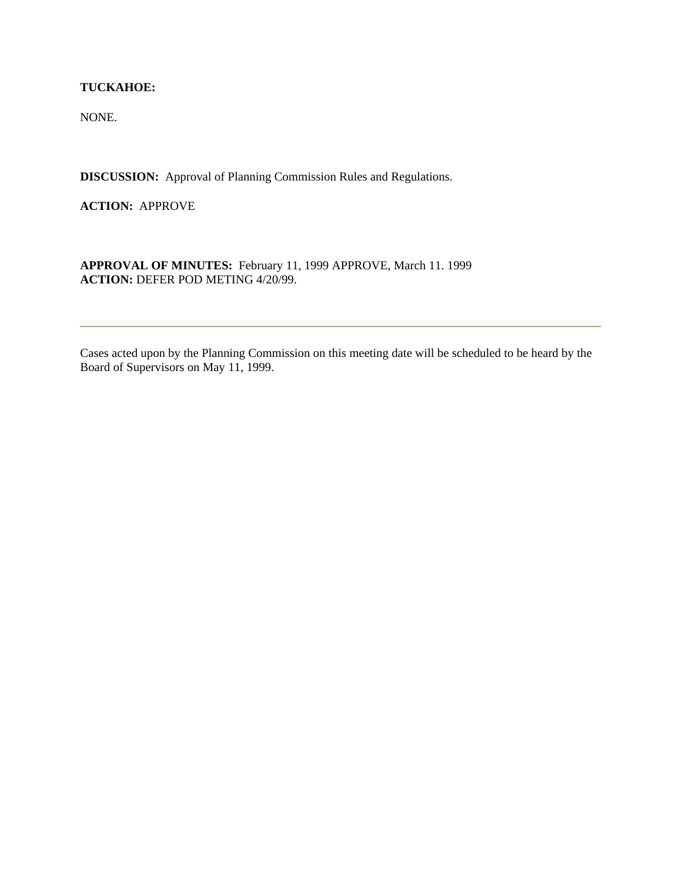**TUCKAHOE:**

NONE.

**DISCUSSION:** Approval of Planning Commission Rules and Regulations.

**ACTION:** APPROVE

**APPROVAL OF MINUTES:** February 11, 1999 APPROVE, March 11. 1999
**ACTION:** DEFER POD METING 4/20/99.

---

Cases acted upon by the Planning Commission on this meeting date will be scheduled to be heard by the Board of Supervisors on May 11, 1999.